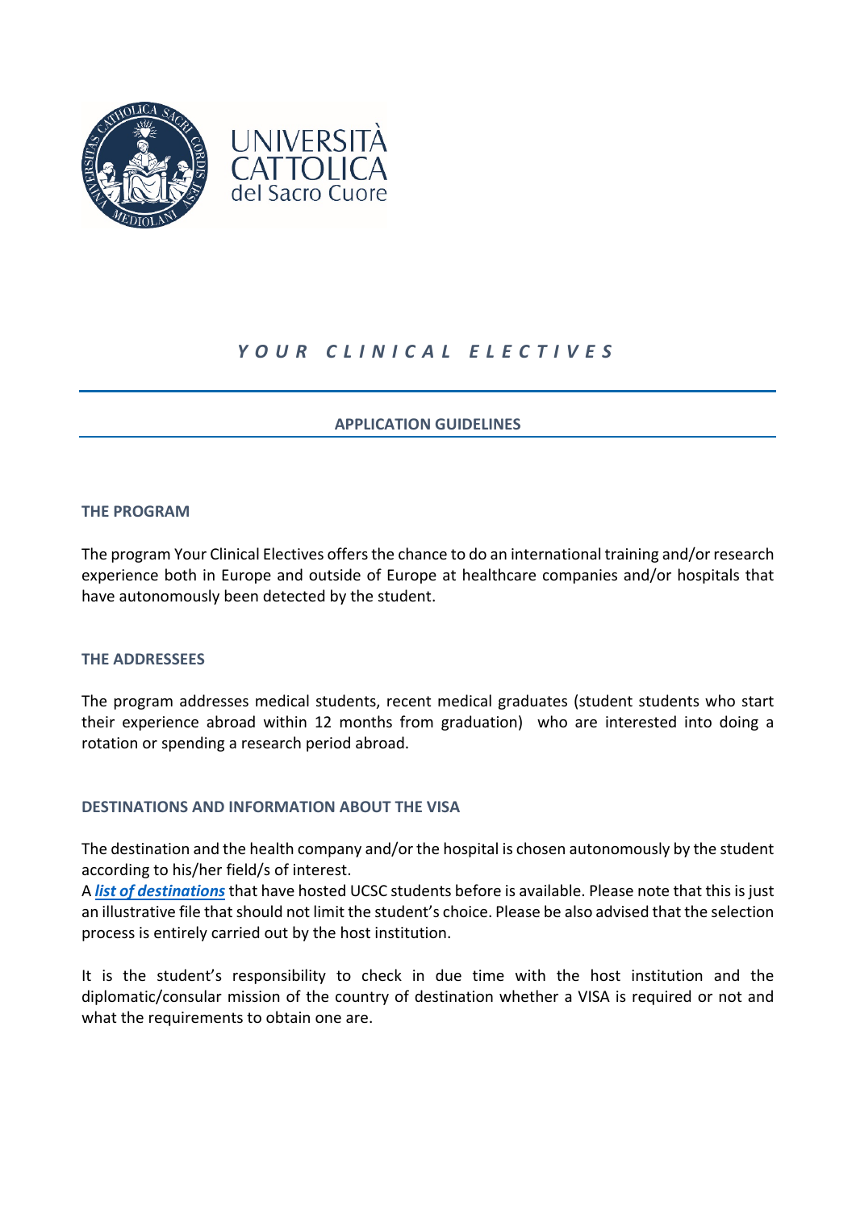# *Y O U R   C L I N I C A L   E L E C T I V E S*

## APPLICATION GUIDELINES

### THE PROGRAM

The program Your Clinical Electives offers the chance to do an international training and/or research experience both in Europe and outside of Europe at healthcare companies and/or hospitals that have autonomously been detected by the student.

### THE ADDRESSEES

The program addresses medical students, recent medical graduates (student students who start their experience abroad within 12 months from graduation) who are interested into doing a rotation or spending a research period abroad.

### DESTINATIONS AND INFORMATION ABOUT THE VISA

The destination and the health company and/or the hospital is chosen autonomously by the student according to his/her field/s of interest.

A ***list of destinations*** that have hosted UCSC students before is available. Please note that this is just an illustrative file that should not limit the student's choice. Please be also advised that the selection process is entirely carried out by the host institution.

It is the student's responsibility to check in due time with the host institution and the diplomatic/consular mission of the country of destination whether a VISA is required or not and what the requirements to obtain one are.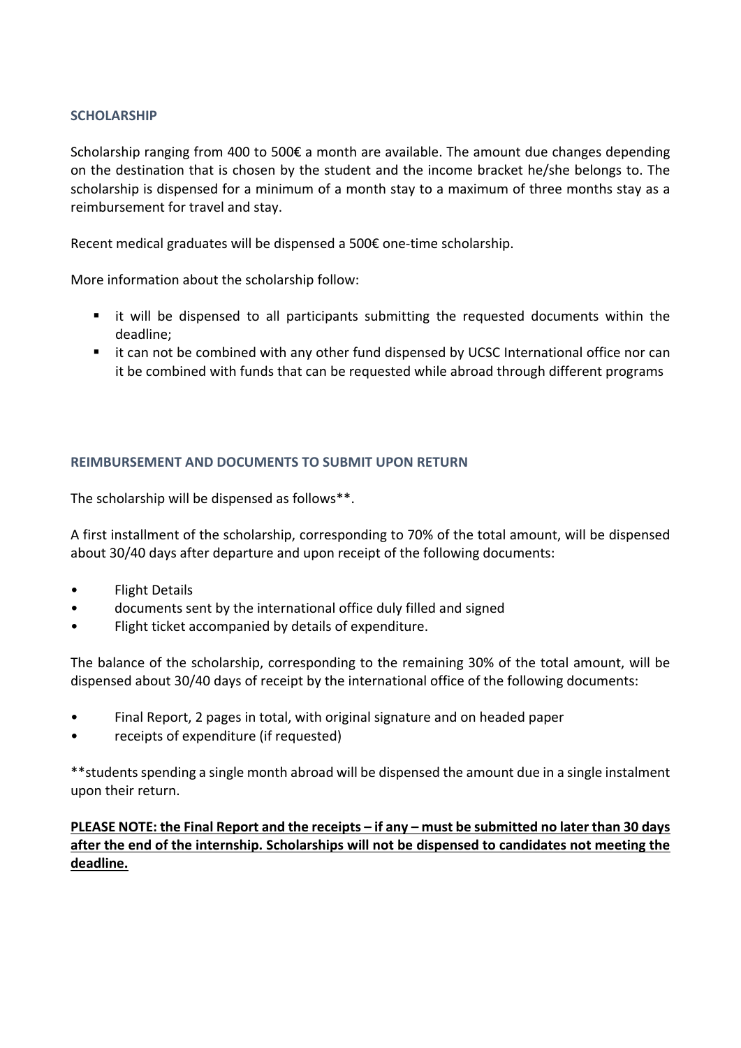## SCHOLARSHIP

Scholarship ranging from 400 to 500€ a month are available. The amount due changes depending on the destination that is chosen by the student and the income bracket he/she belongs to. The scholarship is dispensed for a minimum of a month stay to a maximum of three months stay as a reimbursement for travel and stay.

Recent medical graduates will be dispensed a 500€ one-time scholarship.

More information about the scholarship follow:

- it will be dispensed to all participants submitting the requested documents within the deadline;
- it can not be combined with any other fund dispensed by UCSC International office nor can it be combined with funds that can be requested while abroad through different programs

## REIMBURSEMENT AND DOCUMENTS TO SUBMIT UPON RETURN

The scholarship will be dispensed as follows**.

A first installment of the scholarship, corresponding to 70% of the total amount, will be dispensed about 30/40 days after departure and upon receipt of the following documents:

- Flight Details
- documents sent by the international office duly filled and signed
- Flight ticket accompanied by details of expenditure.

The balance of the scholarship, corresponding to the remaining 30% of the total amount, will be dispensed about 30/40 days of receipt by the international office of the following documents:

- Final Report, 2 pages in total, with original signature and on headed paper
- receipts of expenditure (if requested)

**students spending a single month abroad will be dispensed the amount due in a single instalment upon their return.

**<u>PLEASE NOTE: the Final Report and the receipts – if any – must be submitted no later than 30 days after the end of the internship. Scholarships will not be dispensed to candidates not meeting the deadline.</u>**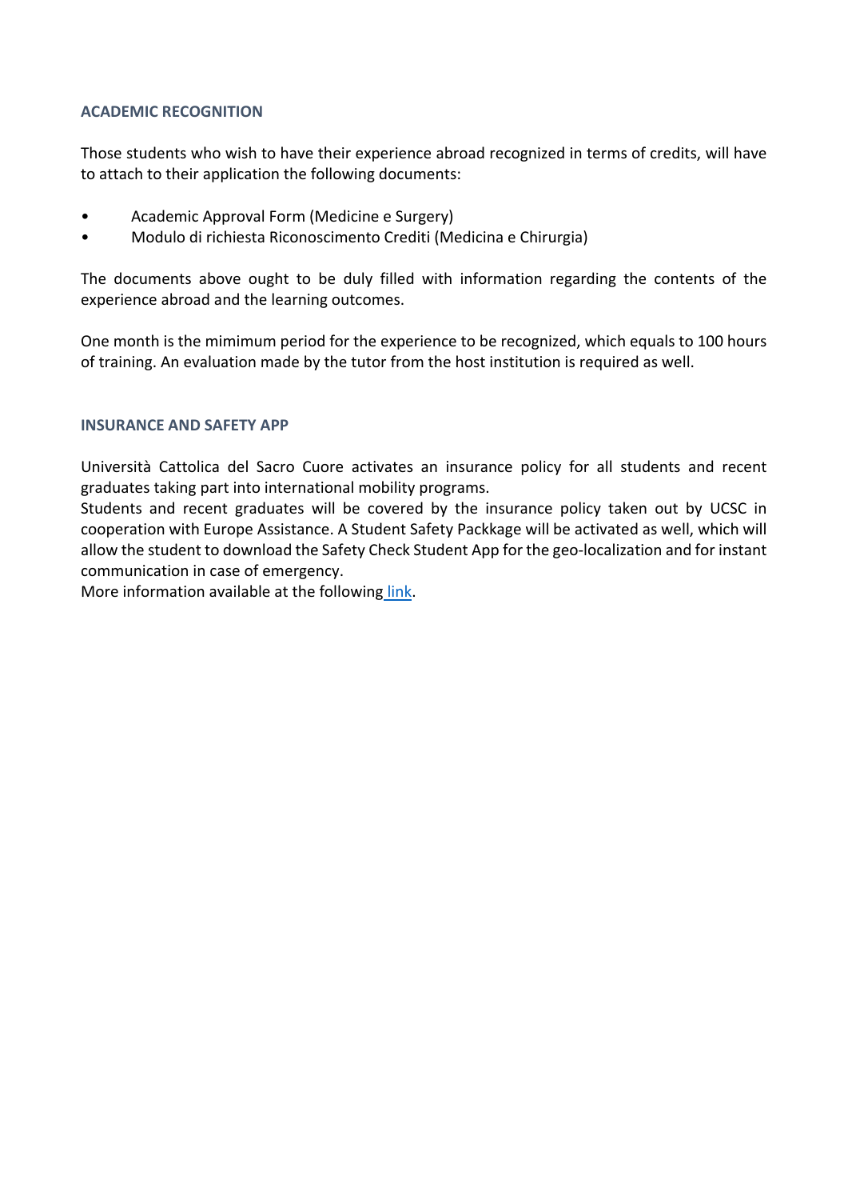## ACADEMIC RECOGNITION

Those students who wish to have their experience abroad recognized in terms of credits, will have to attach to their application the following documents:

- Academic Approval Form (Medicine e Surgery)
- Modulo di richiesta Riconoscimento Crediti (Medicina e Chirurgia)

The documents above ought to be duly filled with information regarding the contents of the experience abroad and the learning outcomes.

One month is the mimimum period for the experience to be recognized, which equals to 100 hours of training. An evaluation made by the tutor from the host institution is required as well.

## INSURANCE AND SAFETY APP

Università Cattolica del Sacro Cuore activates an insurance policy for all students and recent graduates taking part into international mobility programs.
Students and recent graduates will be covered by the insurance policy taken out by UCSC in cooperation with Europe Assistance. A Student Safety Packkage will be activated as well, which will allow the student to download the Safety Check Student App for the geo-localization and for instant communication in case of emergency.
More information available at the following link.